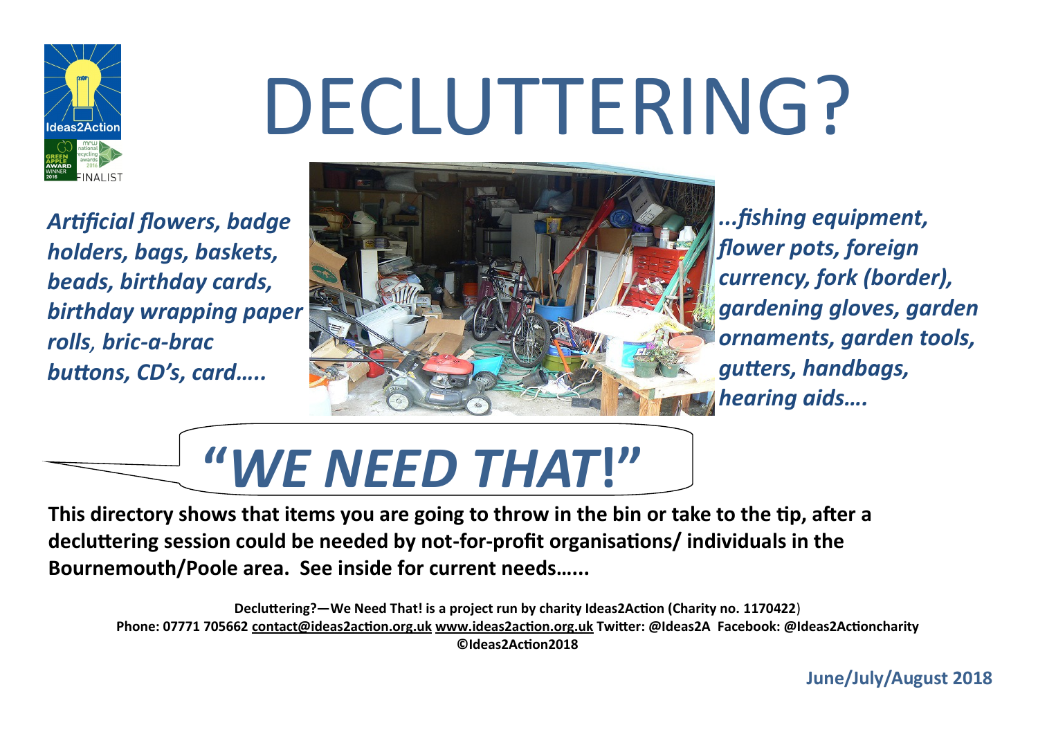# DECLUTTERING?

***Artificial flowers, badge holders, bags, baskets, beads, birthday cards, birthday wrapping paper rolls, bric-a-brac buttons, CD's, card…..***

***...fishing equipment, flower pots, foreign currency, fork (border), gardening gloves, garden ornaments, garden tools, gutters, handbags, hearing aids….***

## *"WE NEED THAT!"*

**This directory shows that items you are going to throw in the bin or take to the tip, after a decluttering session could be needed by not-for-profit organisations/ individuals in the Bournemouth/Poole area. See inside for current needs…...**

**Decluttering?—We Need That! is a project run by charity Ideas2Action (Charity no. 1170422)**
**Phone: 07771 705662 contact@ideas2action.org.uk www.ideas2action.org.uk Twitter: @Ideas2A Facebook: @Ideas2Actioncharity**
**©Ideas2Action2018**

**June/July/August 2018**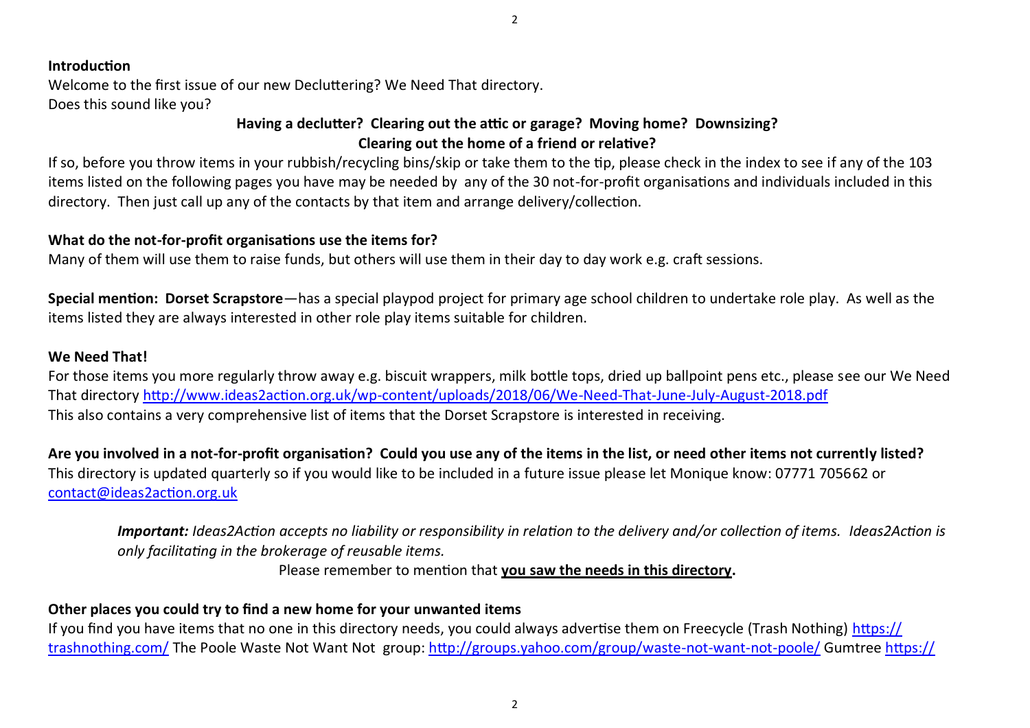**Introduction**

Welcome to the first issue of our new Decluttering? We Need That directory.
Does this sound like you?

**Having a declutter? Clearing out the attic or garage? Moving home? Downsizing? Clearing out the home of a friend or relative?**

If so, before you throw items in your rubbish/recycling bins/skip or take them to the tip, please check in the index to see if any of the 103 items listed on the following pages you have may be needed by any of the 30 not-for-profit organisations and individuals included in this directory. Then just call up any of the contacts by that item and arrange delivery/collection.

**What do the not-for-profit organisations use the items for?**

Many of them will use them to raise funds, but others will use them in their day to day work e.g. craft sessions.

**Special mention: Dorset Scrapstore**—has a special playpod project for primary age school children to undertake role play. As well as the items listed they are always interested in other role play items suitable for children.

**We Need That!**

For those items you more regularly throw away e.g. biscuit wrappers, milk bottle tops, dried up ballpoint pens etc., please see our We Need That directory http://www.ideas2action.org.uk/wp-content/uploads/2018/06/We-Need-That-June-July-August-2018.pdf
This also contains a very comprehensive list of items that the Dorset Scrapstore is interested in receiving.

**Are you involved in a not-for-profit organisation? Could you use any of the items in the list, or need other items not currently listed?**

This directory is updated quarterly so if you would like to be included in a future issue please let Monique know: 07771 705662 or contact@ideas2action.org.uk

> ***Important:*** *Ideas2Action accepts no liability or responsibility in relation to the delivery and/or collection of items. Ideas2Action is only facilitating in the brokerage of reusable items.*
>
> Please remember to mention that **you saw the needs in this directory.**

**Other places you could try to find a new home for your unwanted items**

If you find you have items that no one in this directory needs, you could always advertise them on Freecycle (Trash Nothing) https://trashnothing.com/ The Poole Waste Not Want Not group: http://groups.yahoo.com/group/waste-not-want-not-poole/ Gumtree https://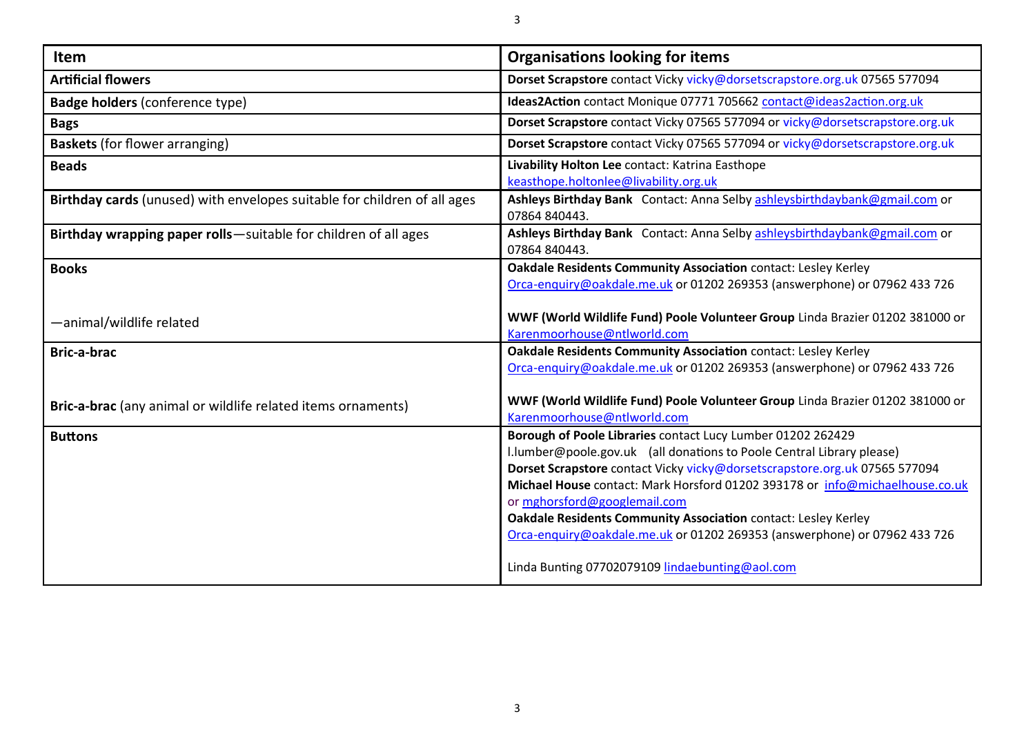| Item | Organisations looking for items |
|---|---|
| **Artificial flowers** | **Dorset Scrapstore** contact Vicky vicky@dorsetscrapstore.org.uk 07565 577094 |
| **Badge holders** (conference type) | **Ideas2Action** contact Monique 07771 705662 contact@ideas2action.org.uk |
| **Bags** | **Dorset Scrapstore** contact Vicky 07565 577094 or vicky@dorsetscrapstore.org.uk |
| **Baskets** (for flower arranging) | **Dorset Scrapstore** contact Vicky 07565 577094 or vicky@dorsetscrapstore.org.uk |
| **Beads** | **Livability Holton Lee** contact: Katrina Easthope keasthope.holtonlee@livability.org.uk |
| **Birthday cards** (unused) with envelopes suitable for children of all ages | **Ashleys Birthday Bank** Contact: Anna Selby ashleysbirthdaybank@gmail.com or 07864 840443. |
| **Birthday wrapping paper rolls**—suitable for children of all ages | **Ashleys Birthday Bank** Contact: Anna Selby ashleysbirthdaybank@gmail.com or 07864 840443. |
| **Books** | **Oakdale Residents Community Association** contact: Lesley Kerley Orca-enquiry@oakdale.me.uk or 01202 269353 (answerphone) or 07962 433 726 |
| —animal/wildlife related | **WWF (World Wildlife Fund) Poole Volunteer Group** Linda Brazier 01202 381000 or Karenmoorhouse@ntlworld.com |
| **Bric-a-brac** | **Oakdale Residents Community Association** contact: Lesley Kerley Orca-enquiry@oakdale.me.uk or 01202 269353 (answerphone) or 07962 433 726 |
| **Bric-a-brac** (any animal or wildlife related items ornaments) | **WWF (World Wildlife Fund) Poole Volunteer Group** Linda Brazier 01202 381000 or Karenmoorhouse@ntlworld.com |
| **Buttons** | **Borough of Poole Libraries** contact Lucy Lumber 01202 262429 l.lumber@poole.gov.uk (all donations to Poole Central Library please)<br>**Dorset Scrapstore** contact Vicky vicky@dorsetscrapstore.org.uk 07565 577094<br>**Michael House** contact: Mark Horsford 01202 393178 or info@michaelhouse.co.uk or mghorsford@googlemail.com<br>**Oakdale Residents Community Association** contact: Lesley Kerley Orca-enquiry@oakdale.me.uk or 01202 269353 (answerphone) or 07962 433 726<br><br>Linda Bunting 07702079109 lindaebunting@aol.com |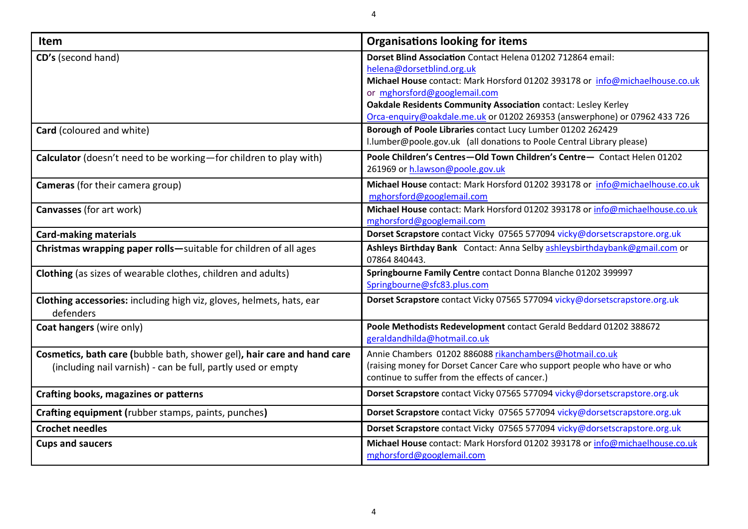| **Item** | **Organisations looking for items** |
| --- | --- |
| **CD's** (second hand) | **Dorset Blind Association** Contact Helena 01202 712864 email: helena@dorsetblind.org.uk<br>**Michael House** contact: Mark Horsford 01202 393178 or info@michaelhouse.co.uk or mghorsford@googlemail.com<br>**Oakdale Residents Community Association** contact: Lesley Kerley Orca-enquiry@oakdale.me.uk or 01202 269353 (answerphone) or 07962 433 726 |
| **Card** (coloured and white) | **Borough of Poole Libraries** contact Lucy Lumber 01202 262429 l.lumber@poole.gov.uk (all donations to Poole Central Library please) |
| **Calculator** (doesn't need to be working—for children to play with) | **Poole Children's Centres—Old Town Children's Centre—** Contact Helen 01202 261969 or h.lawson@poole.gov.uk |
| **Cameras** (for their camera group) | **Michael House** contact: Mark Horsford 01202 393178 or info@michaelhouse.co.uk mghorsford@googlemail.com |
| **Canvasses** (for art work) | **Michael House** contact: Mark Horsford 01202 393178 or info@michaelhouse.co.uk mghorsford@googlemail.com |
| **Card-making materials** | **Dorset Scrapstore** contact Vicky 07565 577094 vicky@dorsetscrapstore.org.uk |
| **Christmas wrapping paper rolls**—suitable for children of all ages | **Ashleys Birthday Bank** Contact: Anna Selby ashleysbirthdaybank@gmail.com or 07864 840443. |
| **Clothing** (as sizes of wearable clothes, children and adults) | **Springbourne Family Centre** contact Donna Blanche 01202 399997 Springbourne@sfc83.plus.com |
| **Clothing accessories:** including high viz, gloves, helmets, hats, ear defenders | **Dorset Scrapstore** contact Vicky 07565 577094 vicky@dorsetscrapstore.org.uk |
| **Coat hangers** (wire only) | **Poole Methodists Redevelopment** contact Gerald Beddard 01202 388672 geraldandhilda@hotmail.co.uk |
| **Cosmetics, bath care (**bubble bath, shower gel)**, hair care and hand care** (including nail varnish) - can be full, partly used or empty | Annie Chambers 01202 886088 rikanchambers@hotmail.co.uk<br>(raising money for Dorset Cancer Care who support people who have or who continue to suffer from the effects of cancer.) |
| **Crafting books, magazines or patterns** | **Dorset Scrapstore** contact Vicky 07565 577094 vicky@dorsetscrapstore.org.uk |
| **Crafting equipment (**rubber stamps, paints, punches**)** | **Dorset Scrapstore** contact Vicky 07565 577094 vicky@dorsetscrapstore.org.uk |
| **Crochet needles** | **Dorset Scrapstore** contact Vicky 07565 577094 vicky@dorsetscrapstore.org.uk |
| **Cups and saucers** | **Michael House** contact: Mark Horsford 01202 393178 or info@michaelhouse.co.uk mghorsford@googlemail.com |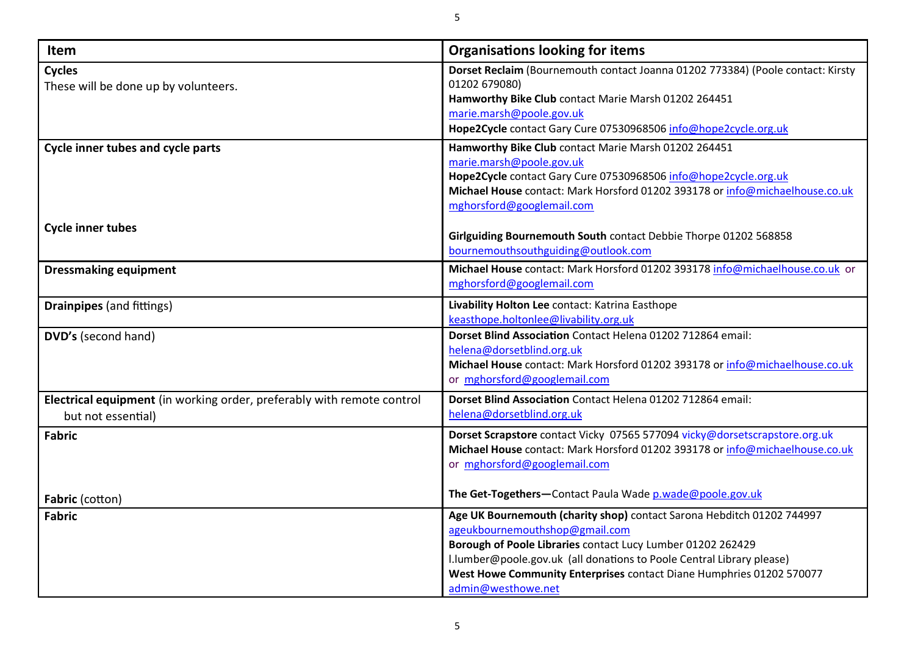| Item | Organisations looking for items |
|---|---|
| **Cycles**<br>These will be done up by volunteers. | **Dorset Reclaim** (Bournemouth contact Joanna 01202 773384) (Poole contact: Kirsty 01202 679080)<br>**Hamworthy Bike Club** contact Marie Marsh 01202 264451 marie.marsh@poole.gov.uk<br>**Hope2Cycle** contact Gary Cure 07530968506 info@hope2cycle.org.uk |
| **Cycle inner tubes and cycle parts** | **Hamworthy Bike Club** contact Marie Marsh 01202 264451 marie.marsh@poole.gov.uk<br>**Hope2Cycle** contact Gary Cure 07530968506 info@hope2cycle.org.uk<br>**Michael House** contact: Mark Horsford 01202 393178 or info@michaelhouse.co.uk mghorsford@googlemail.com |
| **Cycle inner tubes** | **Girlguiding Bournemouth South** contact Debbie Thorpe 01202 568858 bournemouthsouthguiding@outlook.com |
| **Dressmaking equipment** | **Michael House** contact: Mark Horsford 01202 393178 info@michaelhouse.co.uk or mghorsford@googlemail.com |
| **Drainpipes** (and fittings) | **Livability Holton Lee** contact: Katrina Easthope keasthope.holtonlee@livability.org.uk |
| **DVD's** (second hand) | **Dorset Blind Association** Contact Helena 01202 712864 email: helena@dorsetblind.org.uk<br>**Michael House** contact: Mark Horsford 01202 393178 or info@michaelhouse.co.uk or mghorsford@googlemail.com |
| **Electrical equipment** (in working order, preferably with remote control but not essential) | **Dorset Blind Association** Contact Helena 01202 712864 email: helena@dorsetblind.org.uk |
| **Fabric** | **Dorset Scrapstore** contact Vicky 07565 577094 vicky@dorsetscrapstore.org.uk<br>**Michael House** contact: Mark Horsford 01202 393178 or info@michaelhouse.co.uk or mghorsford@googlemail.com |
| **Fabric** (cotton) | **The Get-Togethers—**Contact Paula Wade p.wade@poole.gov.uk |
| **Fabric** | **Age UK Bournemouth (charity shop)** contact Sarona Hebditch 01202 744997 ageukbournemouthshop@gmail.com<br>**Borough of Poole Libraries** contact Lucy Lumber 01202 262429 l.lumber@poole.gov.uk (all donations to Poole Central Library please)<br>**West Howe Community Enterprises** contact Diane Humphries 01202 570077 admin@westhowe.net |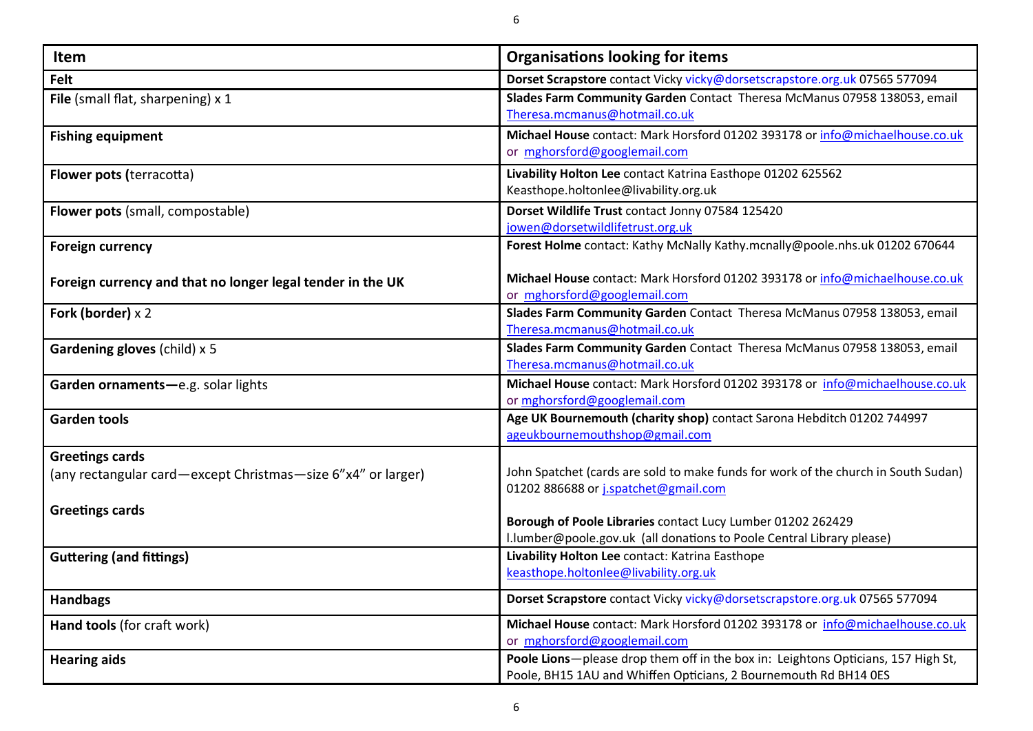| Item | Organisations looking for items |
|---|---|
| **Felt** | **Dorset Scrapstore** contact Vicky vicky@dorsetscrapstore.org.uk 07565 577094 |
| **File** (small flat, sharpening) x 1 | **Slades Farm Community Garden** Contact Theresa McManus 07958 138053, email Theresa.mcmanus@hotmail.co.uk |
| **Fishing equipment** | **Michael House** contact: Mark Horsford 01202 393178 or info@michaelhouse.co.uk or mghorsford@googlemail.com |
| **Flower pots (**terracotta) | **Livability Holton Lee** contact Katrina Easthope 01202 625562 Keasthope.holtonlee@livability.org.uk |
| **Flower pots** (small, compostable) | **Dorset Wildlife Trust** contact Jonny 07584 125420 jowen@dorsetwildlifetrust.org.uk |
| **Foreign currency** | **Forest Holme** contact: Kathy McNally Kathy.mcnally@poole.nhs.uk 01202 670644 |
| **Foreign currency and that no longer legal tender in the UK** | **Michael House** contact: Mark Horsford 01202 393178 or info@michaelhouse.co.uk or mghorsford@googlemail.com |
| **Fork (border)** x 2 | **Slades Farm Community Garden** Contact Theresa McManus 07958 138053, email Theresa.mcmanus@hotmail.co.uk |
| **Gardening gloves** (child) x 5 | **Slades Farm Community Garden** Contact Theresa McManus 07958 138053, email Theresa.mcmanus@hotmail.co.uk |
| **Garden ornaments—**e.g. solar lights | **Michael House** contact: Mark Horsford 01202 393178 or info@michaelhouse.co.uk or mghorsford@googlemail.com |
| **Garden tools** | **Age UK Bournemouth (charity shop)** contact Sarona Hebditch 01202 744997 ageukbournemouthshop@gmail.com |
| **Greetings cards** (any rectangular card—except Christmas—size 6"x4" or larger) | John Spatchet (cards are sold to make funds for work of the church in South Sudan) 01202 886688 or j.spatchet@gmail.com |
| **Greetings cards** | **Borough of Poole Libraries** contact Lucy Lumber 01202 262429 l.lumber@poole.gov.uk (all donations to Poole Central Library please) |
| **Guttering (and fittings)** | **Livability Holton Lee** contact: Katrina Easthope keasthope.holtonlee@livability.org.uk |
| **Handbags** | **Dorset Scrapstore** contact Vicky vicky@dorsetscrapstore.org.uk 07565 577094 |
| **Hand tools** (for craft work) | **Michael House** contact: Mark Horsford 01202 393178 or info@michaelhouse.co.uk or mghorsford@googlemail.com |
| **Hearing aids** | **Poole Lions**—please drop them off in the box in: Leightons Opticians, 157 High St, Poole, BH15 1AU and Whiffen Opticians, 2 Bournemouth Rd BH14 0ES |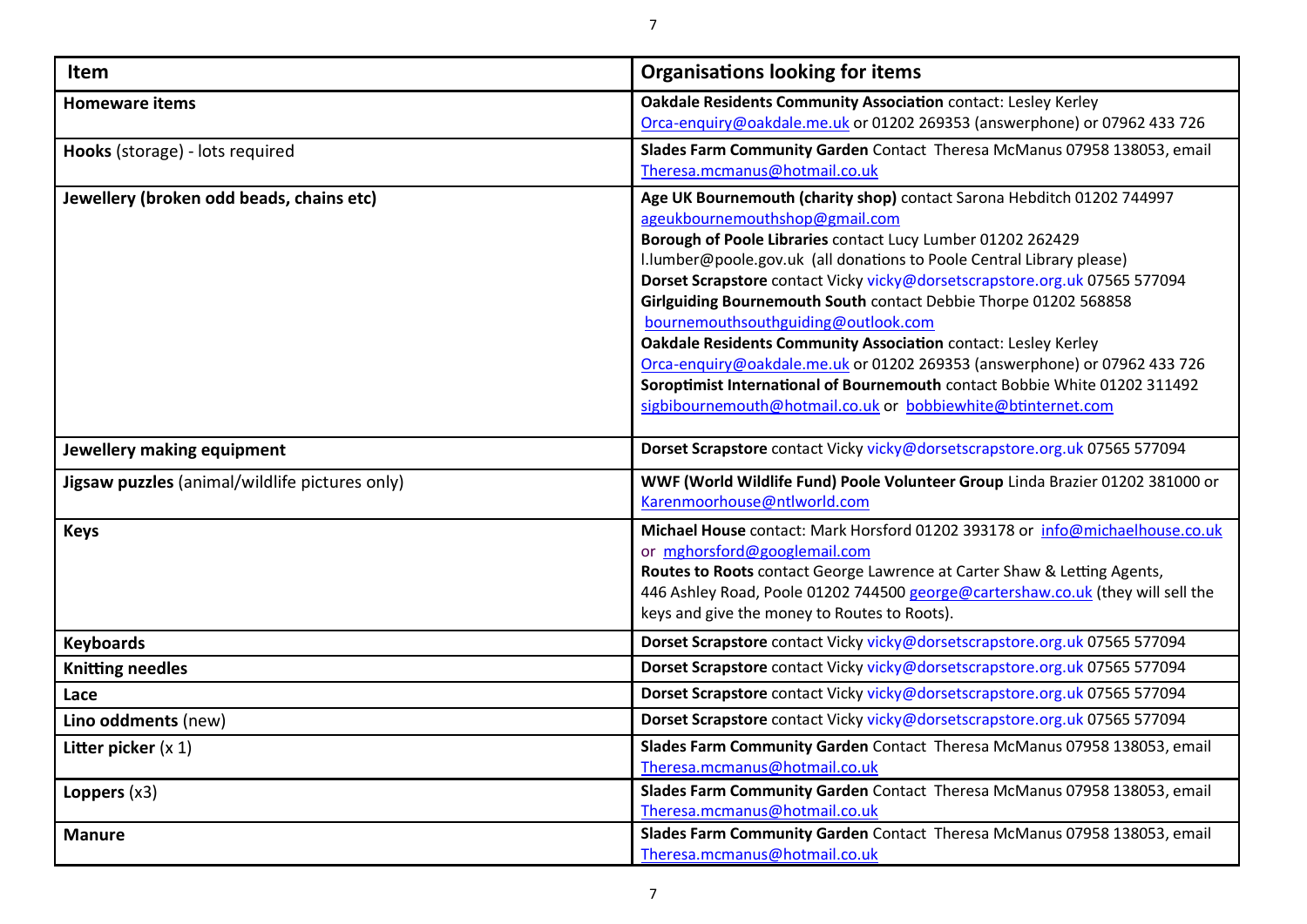| Item | Organisations looking for items |
|---|---|
| **Homeware items** | **Oakdale Residents Community Association** contact: Lesley Kerley Orca-enquiry@oakdale.me.uk or 01202 269353 (answerphone) or 07962 433 726 |
| **Hooks** (storage) - lots required | **Slades Farm Community Garden** Contact Theresa McManus 07958 138053, email Theresa.mcmanus@hotmail.co.uk |
| **Jewellery (broken odd beads, chains etc)** | **Age UK Bournemouth (charity shop)** contact Sarona Hebditch 01202 744997 ageukbournemouthshop@gmail.com<br>**Borough of Poole Libraries** contact Lucy Lumber 01202 262429 l.lumber@poole.gov.uk (all donations to Poole Central Library please)<br>**Dorset Scrapstore** contact Vicky vicky@dorsetscrapstore.org.uk 07565 577094<br>**Girlguiding Bournemouth South** contact Debbie Thorpe 01202 568858 bournemouthsouthguiding@outlook.com<br>**Oakdale Residents Community Association** contact: Lesley Kerley Orca-enquiry@oakdale.me.uk or 01202 269353 (answerphone) or 07962 433 726<br>**Soroptimist International of Bournemouth** contact Bobbie White 01202 311492 sigbibournemouth@hotmail.co.uk or bobbiewhite@btinternet.com |
| **Jewellery making equipment** | **Dorset Scrapstore** contact Vicky vicky@dorsetscrapstore.org.uk 07565 577094 |
| **Jigsaw puzzles** (animal/wildlife pictures only) | **WWF (World Wildlife Fund) Poole Volunteer Group** Linda Brazier 01202 381000 or Karenmoorhouse@ntlworld.com |
| **Keys** | **Michael House** contact: Mark Horsford 01202 393178 or info@michaelhouse.co.uk or mghorsford@googlemail.com<br>**Routes to Roots** contact George Lawrence at Carter Shaw & Letting Agents, 446 Ashley Road, Poole 01202 744500 george@cartershaw.co.uk (they will sell the keys and give the money to Routes to Roots). |
| **Keyboards** | **Dorset Scrapstore** contact Vicky vicky@dorsetscrapstore.org.uk 07565 577094 |
| **Knitting needles** | **Dorset Scrapstore** contact Vicky vicky@dorsetscrapstore.org.uk 07565 577094 |
| **Lace** | **Dorset Scrapstore** contact Vicky vicky@dorsetscrapstore.org.uk 07565 577094 |
| **Lino oddments** (new) | **Dorset Scrapstore** contact Vicky vicky@dorsetscrapstore.org.uk 07565 577094 |
| **Litter picker** (x 1) | **Slades Farm Community Garden** Contact Theresa McManus 07958 138053, email Theresa.mcmanus@hotmail.co.uk |
| **Loppers** (x3) | **Slades Farm Community Garden** Contact Theresa McManus 07958 138053, email Theresa.mcmanus@hotmail.co.uk |
| **Manure** | **Slades Farm Community Garden** Contact Theresa McManus 07958 138053, email Theresa.mcmanus@hotmail.co.uk |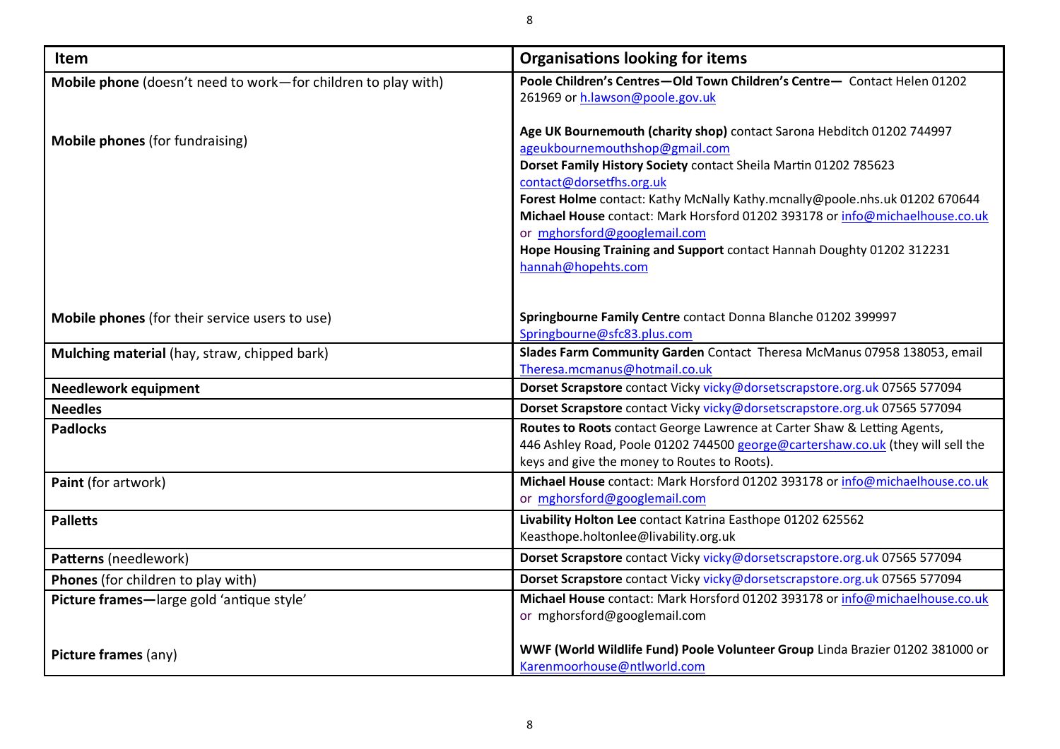| **Item** | **Organisations looking for items** |
|---|---|
| **Mobile phone** (doesn't need to work—for children to play with) | **Poole Children's Centres—Old Town Children's Centre—** Contact Helen 01202 261969 or h.lawson@poole.gov.uk |
| **Mobile phones** (for fundraising) | **Age UK Bournemouth (charity shop)** contact Sarona Hebditch 01202 744997 ageukbournemouthshop@gmail.com<br>**Dorset Family History Society** contact Sheila Martin 01202 785623 contact@dorsetfhs.org.uk<br>**Forest Holme** contact: Kathy McNally Kathy.mcnally@poole.nhs.uk 01202 670644<br>**Michael House** contact: Mark Horsford 01202 393178 or info@michaelhouse.co.uk or mghorsford@googlemail.com<br>**Hope Housing Training and Support** contact Hannah Doughty 01202 312231 hannah@hopehts.com |
| **Mobile phones** (for their service users to use) | **Springbourne Family Centre** contact Donna Blanche 01202 399997 Springbourne@sfc83.plus.com |
| **Mulching material** (hay, straw, chipped bark) | **Slades Farm Community Garden** Contact Theresa McManus 07958 138053, email Theresa.mcmanus@hotmail.co.uk |
| **Needlework equipment** | **Dorset Scrapstore** contact Vicky vicky@dorsetscrapstore.org.uk 07565 577094 |
| **Needles** | **Dorset Scrapstore** contact Vicky vicky@dorsetscrapstore.org.uk 07565 577094 |
| **Padlocks** | **Routes to Roots** contact George Lawrence at Carter Shaw & Letting Agents, 446 Ashley Road, Poole 01202 744500 george@cartershaw.co.uk (they will sell the keys and give the money to Routes to Roots). |
| **Paint** (for artwork) | **Michael House** contact: Mark Horsford 01202 393178 or info@michaelhouse.co.uk or mghorsford@googlemail.com |
| **Palletts** | **Livability Holton Lee** contact Katrina Easthope 01202 625562 Keasthope.holtonlee@livability.org.uk |
| **Patterns** (needlework) | **Dorset Scrapstore** contact Vicky vicky@dorsetscrapstore.org.uk 07565 577094 |
| **Phones** (for children to play with) | **Dorset Scrapstore** contact Vicky vicky@dorsetscrapstore.org.uk 07565 577094 |
| **Picture frames—**large gold 'antique style' | **Michael House** contact: Mark Horsford 01202 393178 or info@michaelhouse.co.uk or mghorsford@googlemail.com |
| **Picture frames** (any) | **WWF (World Wildlife Fund) Poole Volunteer Group** Linda Brazier 01202 381000 or Karenmoorhouse@ntlworld.com |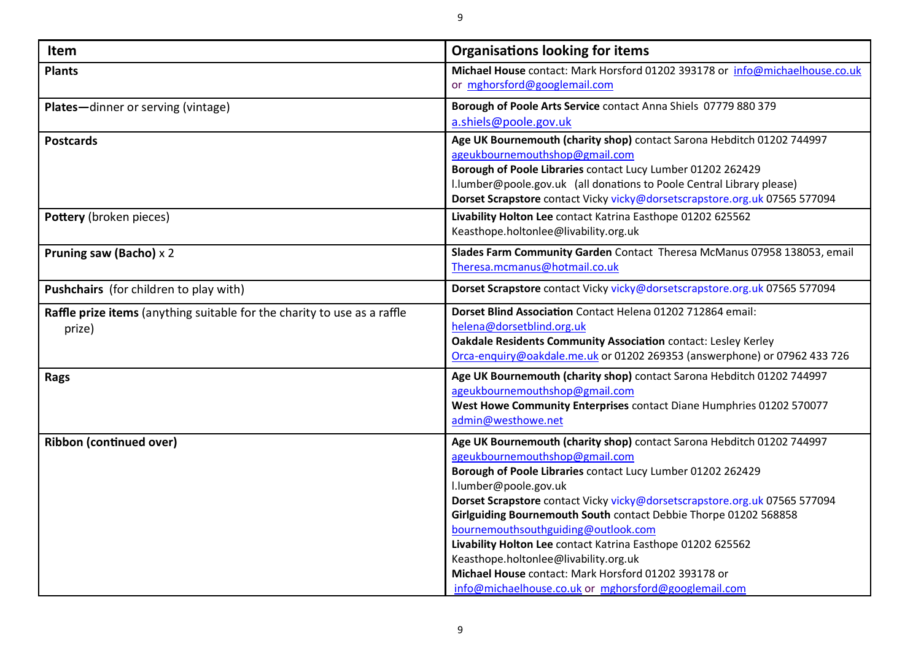| Item | Organisations looking for items |
|---|---|
| **Plants** | **Michael House** contact: Mark Horsford 01202 393178 or info@michaelhouse.co.uk or mghorsford@googlemail.com |
| **Plates—**dinner or serving (vintage) | **Borough of Poole Arts Service** contact Anna Shiels 07779 880 379 a.shiels@poole.gov.uk |
| **Postcards** | **Age UK Bournemouth (charity shop)** contact Sarona Hebditch 01202 744997 ageukbournemouthshop@gmail.com<br>**Borough of Poole Libraries** contact Lucy Lumber 01202 262429 l.lumber@poole.gov.uk (all donations to Poole Central Library please)<br>**Dorset Scrapstore** contact Vicky vicky@dorsetscrapstore.org.uk 07565 577094 |
| **Pottery** (broken pieces) | **Livability Holton Lee** contact Katrina Easthope 01202 625562 Keasthope.holtonlee@livability.org.uk |
| **Pruning saw (Bacho)** x 2 | **Slades Farm Community Garden** Contact Theresa McManus 07958 138053, email Theresa.mcmanus@hotmail.co.uk |
| **Pushchairs** (for children to play with) | **Dorset Scrapstore** contact Vicky vicky@dorsetscrapstore.org.uk 07565 577094 |
| **Raffle prize items** (anything suitable for the charity to use as a raffle prize) | **Dorset Blind Association** Contact Helena 01202 712864 email: helena@dorsetblind.org.uk<br>**Oakdale Residents Community Association** contact: Lesley Kerley Orca-enquiry@oakdale.me.uk or 01202 269353 (answerphone) or 07962 433 726 |
| **Rags** | **Age UK Bournemouth (charity shop)** contact Sarona Hebditch 01202 744997 ageukbournemouthshop@gmail.com<br>**West Howe Community Enterprises** contact Diane Humphries 01202 570077 admin@westhowe.net |
| **Ribbon (continued over)** | **Age UK Bournemouth (charity shop)** contact Sarona Hebditch 01202 744997 ageukbournemouthshop@gmail.com<br>**Borough of Poole Libraries** contact Lucy Lumber 01202 262429 l.lumber@poole.gov.uk<br>**Dorset Scrapstore** contact Vicky vicky@dorsetscrapstore.org.uk 07565 577094<br>**Girlguiding Bournemouth South** contact Debbie Thorpe 01202 568858 bournemouthsouthguiding@outlook.com<br>**Livability Holton Lee** contact Katrina Easthope 01202 625562 Keasthope.holtonlee@livability.org.uk<br>**Michael House** contact: Mark Horsford 01202 393178 or info@michaelhouse.co.uk or mghorsford@googlemail.com |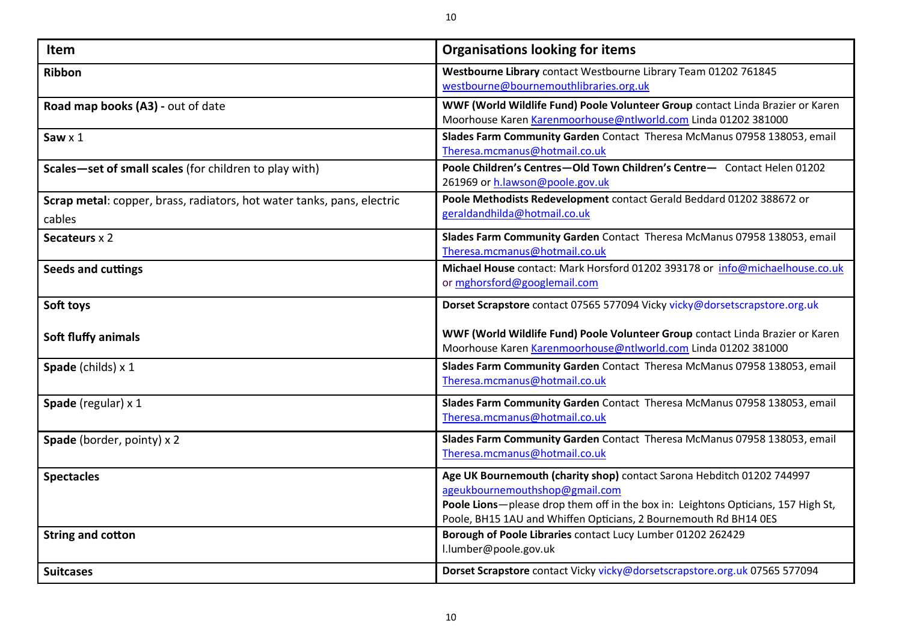| Item | Organisations looking for items |
|---|---|
| **Ribbon** | **Westbourne Library** contact Westbourne Library Team 01202 761845 westbourne@bournemouthlibraries.org.uk |
| **Road map books (A3) -** out of date | **WWF (World Wildlife Fund) Poole Volunteer Group** contact Linda Brazier or Karen Moorhouse Karen Karenmoorhouse@ntlworld.com Linda 01202 381000 |
| **Saw** x 1 | **Slades Farm Community Garden** Contact Theresa McManus 07958 138053, email Theresa.mcmanus@hotmail.co.uk |
| **Scales—set of small scales** (for children to play with) | **Poole Children's Centres—Old Town Children's Centre—** Contact Helen 01202 261969 or h.lawson@poole.gov.uk |
| **Scrap metal**: copper, brass, radiators, hot water tanks, pans, electric cables | **Poole Methodists Redevelopment** contact Gerald Beddard 01202 388672 or geraldandhilda@hotmail.co.uk |
| **Secateurs** x 2 | **Slades Farm Community Garden** Contact Theresa McManus 07958 138053, email Theresa.mcmanus@hotmail.co.uk |
| **Seeds and cuttings** | **Michael House** contact: Mark Horsford 01202 393178 or info@michaelhouse.co.uk or mghorsford@googlemail.com |
| **Soft toys**<br><br>**Soft fluffy animals** | **Dorset Scrapstore** contact 07565 577094 Vicky vicky@dorsetscrapstore.org.uk<br><br>**WWF (World Wildlife Fund) Poole Volunteer Group** contact Linda Brazier or Karen Moorhouse Karen Karenmoorhouse@ntlworld.com Linda 01202 381000 |
| **Spade** (childs) x 1 | **Slades Farm Community Garden** Contact Theresa McManus 07958 138053, email Theresa.mcmanus@hotmail.co.uk |
| **Spade** (regular) x 1 | **Slades Farm Community Garden** Contact Theresa McManus 07958 138053, email Theresa.mcmanus@hotmail.co.uk |
| **Spade** (border, pointy) x 2 | **Slades Farm Community Garden** Contact Theresa McManus 07958 138053, email Theresa.mcmanus@hotmail.co.uk |
| **Spectacles** | **Age UK Bournemouth (charity shop)** contact Sarona Hebditch 01202 744997 ageukbournemouthshop@gmail.com<br>**Poole Lions**—please drop them off in the box in: Leightons Opticians, 157 High St, Poole, BH15 1AU and Whiffen Opticians, 2 Bournemouth Rd BH14 0ES |
| **String and cotton** | **Borough of Poole Libraries** contact Lucy Lumber 01202 262429 l.lumber@poole.gov.uk |
| **Suitcases** | **Dorset Scrapstore** contact Vicky vicky@dorsetscrapstore.org.uk 07565 577094 |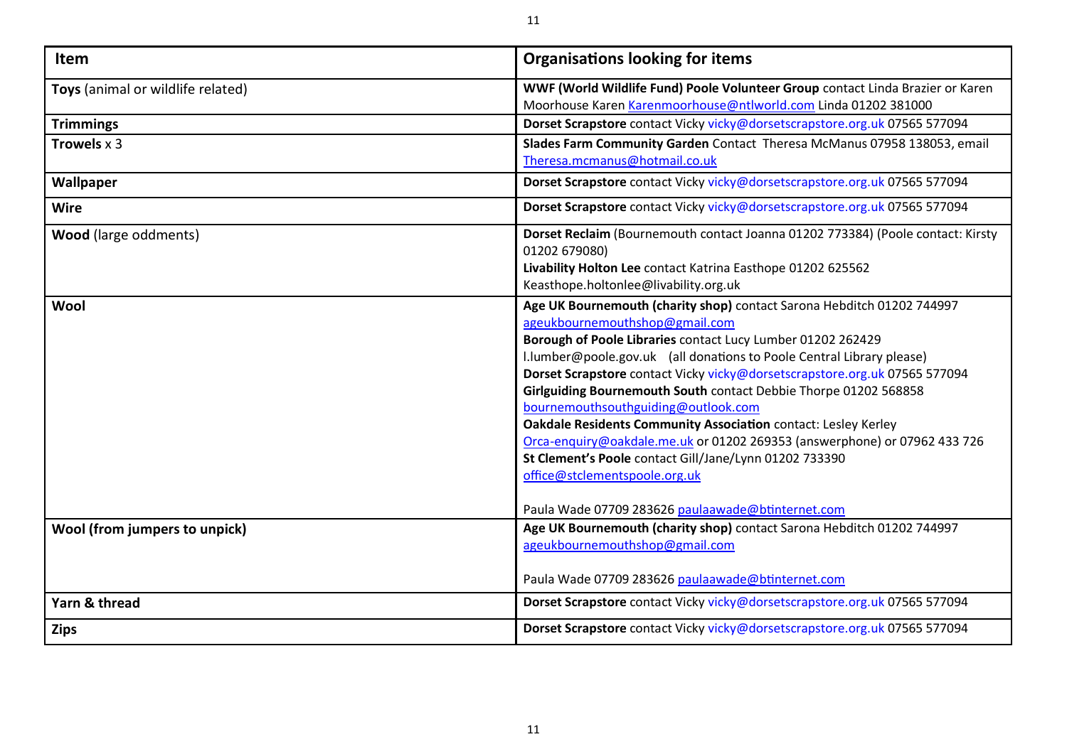| Item | Organisations looking for items |
|---|---|
| **Toys** (animal or wildlife related) | **WWF (World Wildlife Fund) Poole Volunteer Group** contact Linda Brazier or Karen Moorhouse Karen Karenmoorhouse@ntlworld.com Linda 01202 381000 |
| **Trimmings** | **Dorset Scrapstore** contact Vicky vicky@dorsetscrapstore.org.uk 07565 577094 |
| **Trowels** x 3 | **Slades Farm Community Garden** Contact Theresa McManus 07958 138053, email Theresa.mcmanus@hotmail.co.uk |
| **Wallpaper** | **Dorset Scrapstore** contact Vicky vicky@dorsetscrapstore.org.uk 07565 577094 |
| **Wire** | **Dorset Scrapstore** contact Vicky vicky@dorsetscrapstore.org.uk 07565 577094 |
| **Wood** (large oddments) | **Dorset Reclaim** (Bournemouth contact Joanna 01202 773384) (Poole contact: Kirsty 01202 679080)<br>**Livability Holton Lee** contact Katrina Easthope 01202 625562 Keasthope.holtonlee@livability.org.uk |
| **Wool** | **Age UK Bournemouth (charity shop)** contact Sarona Hebditch 01202 744997 ageukbournemouthshop@gmail.com<br>**Borough of Poole Libraries** contact Lucy Lumber 01202 262429 l.lumber@poole.gov.uk (all donations to Poole Central Library please)<br>**Dorset Scrapstore** contact Vicky vicky@dorsetscrapstore.org.uk 07565 577094<br>**Girlguiding Bournemouth South** contact Debbie Thorpe 01202 568858 bournemouthsouthguiding@outlook.com<br>**Oakdale Residents Community Association** contact: Lesley Kerley Orca-enquiry@oakdale.me.uk or 01202 269353 (answerphone) or 07962 433 726<br>**St Clement's Poole** contact Gill/Jane/Lynn 01202 733390 office@stclementspoole.org.uk<br><br>Paula Wade 07709 283626 paulaawade@btinternet.com |
| **Wool (from jumpers to unpick)** | **Age UK Bournemouth (charity shop)** contact Sarona Hebditch 01202 744997 ageukbournemouthshop@gmail.com<br><br>Paula Wade 07709 283626 paulaawade@btinternet.com |
| **Yarn & thread** | **Dorset Scrapstore** contact Vicky vicky@dorsetscrapstore.org.uk 07565 577094 |
| **Zips** | **Dorset Scrapstore** contact Vicky vicky@dorsetscrapstore.org.uk 07565 577094 |